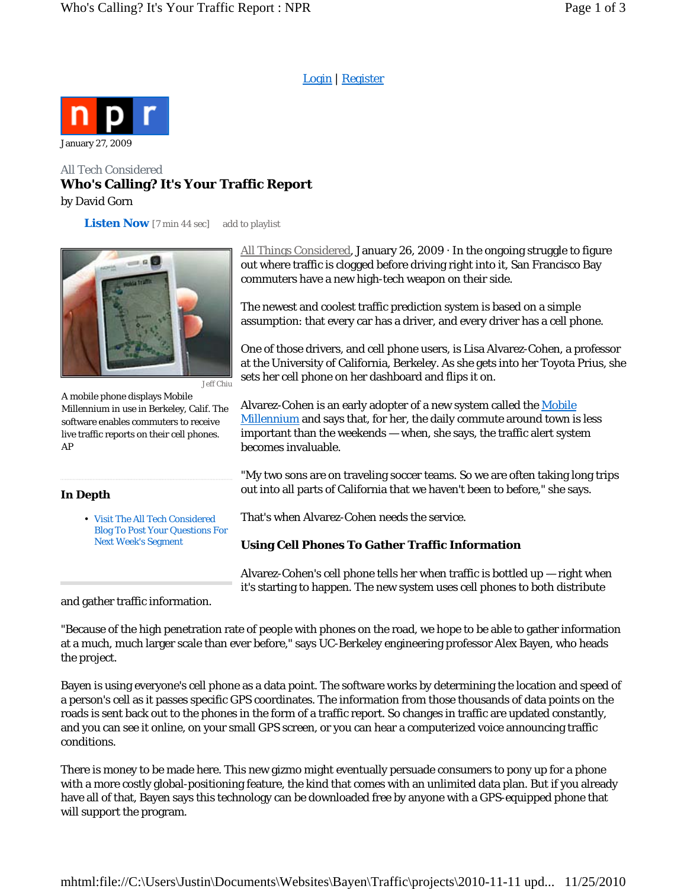Login | Register

January 27, 2009

All Tech Considered

# Who's Calling? It's Your Traffic Report

by David Gorn

**Listen Now** [7 min 44 sec] add to playlist

Jeff Chiu

A mobile phone displays Mobile Millennium in use in Berkeley, Calif. The software enables commuters to receive live traffic reports on their cell phones. AP

All Things Considered, January 26, 2009 · In the ongoing struggle to figure out where traffic is clogged before driving right into it, San Francisco Bay commuters have a new high-tech weapon on their side.

The newest and coolest traffic prediction system is based on a simple assumption: that every car has a driver, and every driver has a cell phone.

One of those drivers, and cell phone users, is Lisa Alvarez-Cohen, a professor at the University of California, Berkeley. As she gets into her Toyota Prius, she sets her cell phone on her dashboard and flips it on.

Alvarez-Cohen is an early adopter of a new system called the Mobile Millennium and says that, for her, the daily commute around town is less important than the weekends — when, she says, the traffic alert system becomes invaluable.

"My two sons are on traveling soccer teams. So we are often taking long trips out into all parts of California that we haven't been to before," she says.

That's when Alvarez-Cohen needs the service.

### In Depth

- Visit The All Tech Considered Blog To Post Your Questions For Next Week's Segment

### Using Cell Phones To Gather Traffic Information

Alvarez-Cohen's cell phone tells her when traffic is bottled up — right when it's starting to happen. The new system uses cell phones to both distribute and gather traffic information.

"Because of the high penetration rate of people with phones on the road, we hope to be able to gather information at a much, much larger scale than ever before," says UC-Berkeley engineering professor Alex Bayen, who heads the project.

Bayen is using everyone's cell phone as a data point. The software works by determining the location and speed of a person's cell as it passes specific GPS coordinates. The information from those thousands of data points on the roads is sent back out to the phones in the form of a traffic report. So changes in traffic are updated constantly, and you can see it online, on your small GPS screen, or you can hear a computerized voice announcing traffic conditions.

There is money to be made here. This new gizmo might eventually persuade consumers to pony up for a phone with a more costly global-positioning feature, the kind that comes with an unlimited data plan. But if you already have all of that, Bayen says this technology can be downloaded free by anyone with a GPS-equipped phone that will support the program.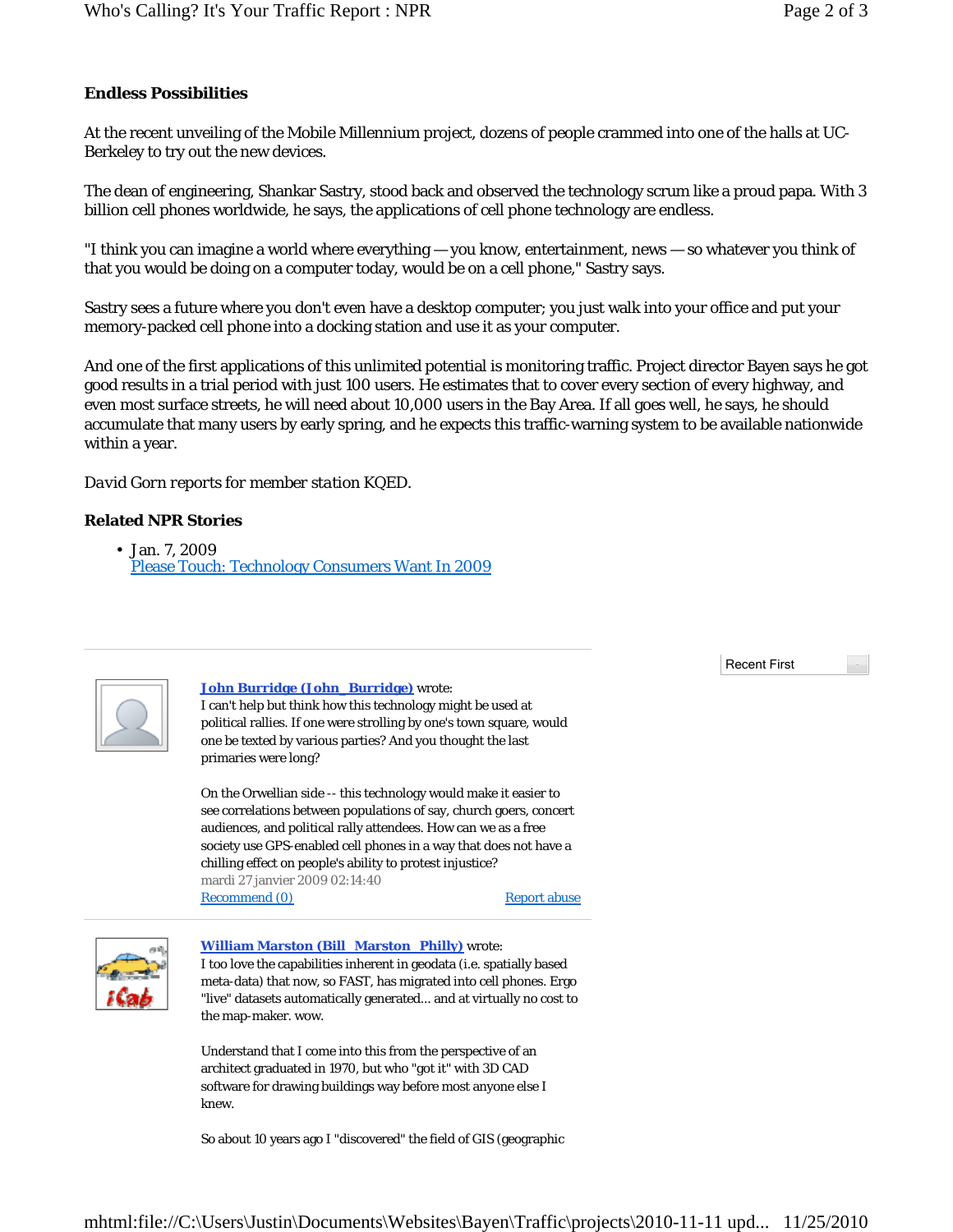### Endless Possibilities

At the recent unveiling of the Mobile Millennium project, dozens of people crammed into one of the halls at UC-Berkeley to try out the new devices.

The dean of engineering, Shankar Sastry, stood back and observed the technology scrum like a proud papa. With 3 billion cell phones worldwide, he says, the applications of cell phone technology are endless.

"I think you can imagine a world where everything — you know, entertainment, news — so whatever you think of that you would be doing on a computer today, would be on a cell phone," Sastry says.

Sastry sees a future where you don't even have a desktop computer; you just walk into your office and put your memory-packed cell phone into a docking station and use it as your computer.

And one of the first applications of this unlimited potential is monitoring traffic. Project director Bayen says he got good results in a trial period with just 100 users. He estimates that to cover every section of every highway, and even most surface streets, he will need about 10,000 users in the Bay Area. If all goes well, he says, he should accumulate that many users by early spring, and he expects this traffic-warning system to be available nationwide within a year.

*David Gorn reports for member station KQED.*

### Related NPR Stories

- Jan. 7, 2009
  [Please Touch: Technology Consumers Want In 2009]

---

Recent First

**[John Burridge (John_Burridge)]** wrote:
I can't help but think how this technology might be used at political rallies. If one were strolling by one's town square, would one be texted by various parties? And you thought the last primaries were long?

On the Orwellian side -- this technology would make it easier to see correlations between populations of say, church goers, concert audiences, and political rally attendees. How can we as a free society use GPS-enabled cell phones in a way that does not have a chilling effect on people's ability to protest injustice?
mardi 27 janvier 2009 02:14:40
Recommend (0) Report abuse

---

**[William Marston (Bill_Marston_Philly)]** wrote:
I too love the capabilities inherent in geodata (i.e. spatially based meta-data) that now, so FAST, has migrated into cell phones. Ergo "live" datasets automatically generated... and at virtually no cost to the map-maker. wow.

Understand that I come into this from the perspective of an architect graduated in 1970, but who "got it" with 3D CAD software for drawing buildings way before most anyone else I knew.

So about 10 years ago I "discovered" the field of GIS (geographic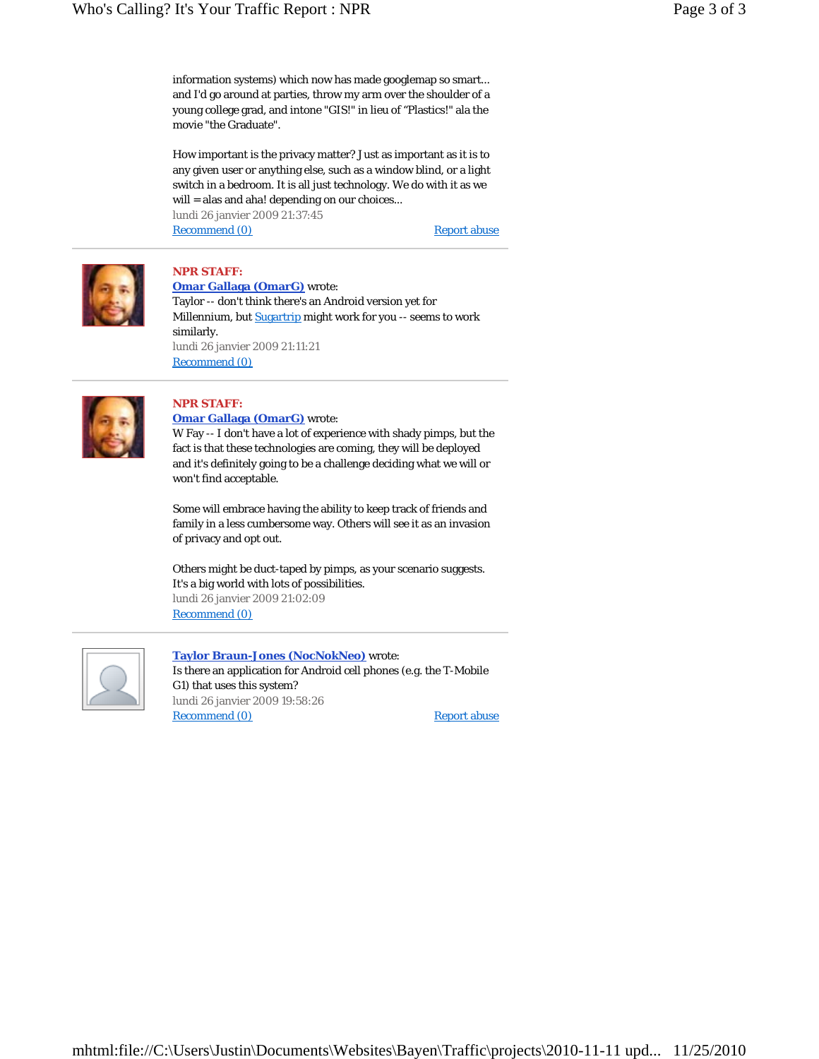information systems) which now has made googlemap so smart... and I'd go around at parties, throw my arm over the shoulder of a young college grad, and intone "GIS!" in lieu of "Plastics!" ala the movie "the Graduate".

How important is the privacy matter? Just as important as it is to any given user or anything else, such as a window blind, or a light switch in a bedroom. It is all just technology. We do with it as we will = alas and aha! depending on our choices...

lundi 26 janvier 2009 21:37:45

Recommend (0) Report abuse

---

**NPR STAFF:**

**Omar Gallaga (OmarG)** wrote:

Taylor -- don't think there's an Android version yet for Millennium, but Sugartrip might work for you -- seems to work similarly.

lundi 26 janvier 2009 21:11:21

Recommend (0)

---

**NPR STAFF:**

**Omar Gallaga (OmarG)** wrote:

W Fay -- I don't have a lot of experience with shady pimps, but the fact is that these technologies are coming, they will be deployed and it's definitely going to be a challenge deciding what we will or won't find acceptable.

Some will embrace having the ability to keep track of friends and family in a less cumbersome way. Others will see it as an invasion of privacy and opt out.

Others might be duct-taped by pimps, as your scenario suggests. It's a big world with lots of possibilities.

lundi 26 janvier 2009 21:02:09

Recommend (0)

---

**Taylor Braun-Jones (NocNokNeo)** wrote:

Is there an application for Android cell phones (e.g. the T-Mobile G1) that uses this system?

lundi 26 janvier 2009 19:58:26

Recommend (0) Report abuse